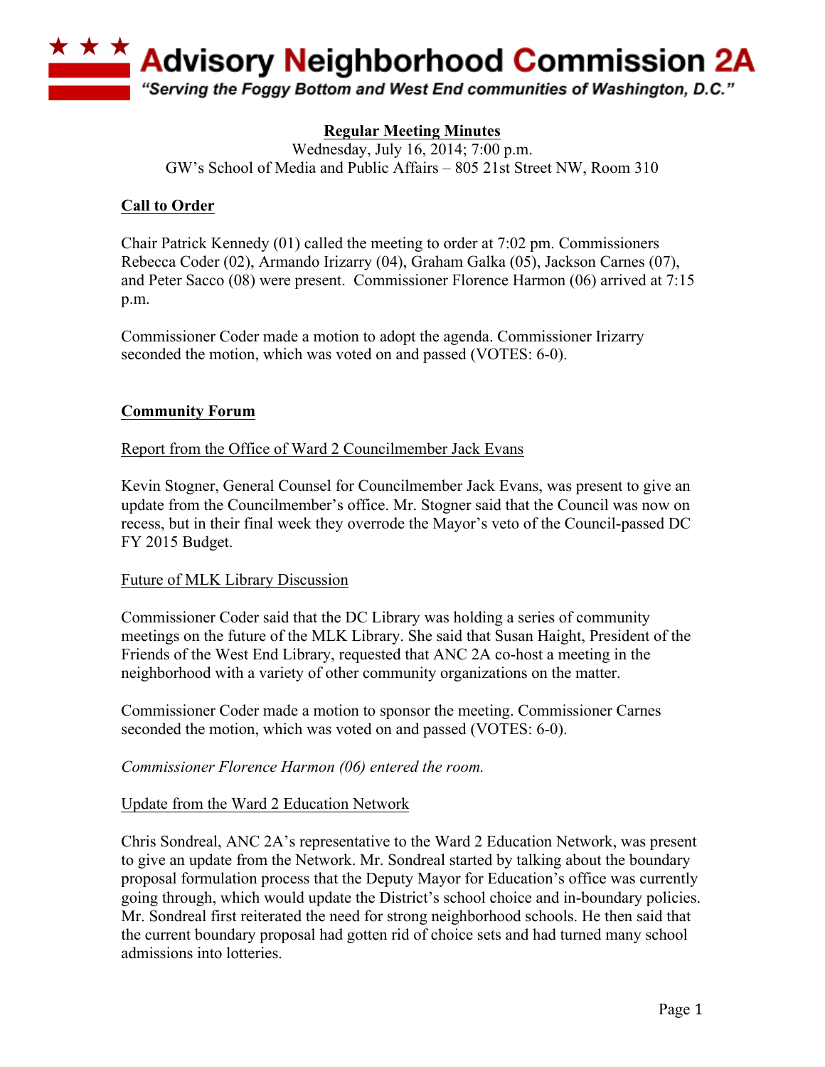# Advisory Neighborhood Commission 2A

*"Serving the Foggy Bottom and West End communities of Washington, D.C."*

**Regular Meeting Minutes**

Wednesday, July 16, 2014; 7:00 p.m.
GW's School of Media and Public Affairs – 805 21st Street NW, Room 310

## Call to Order

Chair Patrick Kennedy (01) called the meeting to order at 7:02 pm. Commissioners Rebecca Coder (02), Armando Irizarry (04), Graham Galka (05), Jackson Carnes (07), and Peter Sacco (08) were present. Commissioner Florence Harmon (06) arrived at 7:15 p.m.

Commissioner Coder made a motion to adopt the agenda. Commissioner Irizarry seconded the motion, which was voted on and passed (VOTES: 6-0).

## Community Forum

### Report from the Office of Ward 2 Councilmember Jack Evans

Kevin Stogner, General Counsel for Councilmember Jack Evans, was present to give an update from the Councilmember's office. Mr. Stogner said that the Council was now on recess, but in their final week they overrode the Mayor's veto of the Council-passed DC FY 2015 Budget.

### Future of MLK Library Discussion

Commissioner Coder said that the DC Library was holding a series of community meetings on the future of the MLK Library. She said that Susan Haight, President of the Friends of the West End Library, requested that ANC 2A co-host a meeting in the neighborhood with a variety of other community organizations on the matter.

Commissioner Coder made a motion to sponsor the meeting. Commissioner Carnes seconded the motion, which was voted on and passed (VOTES: 6-0).

*Commissioner Florence Harmon (06) entered the room.*

### Update from the Ward 2 Education Network

Chris Sondreal, ANC 2A's representative to the Ward 2 Education Network, was present to give an update from the Network. Mr. Sondreal started by talking about the boundary proposal formulation process that the Deputy Mayor for Education's office was currently going through, which would update the District's school choice and in-boundary policies. Mr. Sondreal first reiterated the need for strong neighborhood schools. He then said that the current boundary proposal had gotten rid of choice sets and had turned many school admissions into lotteries.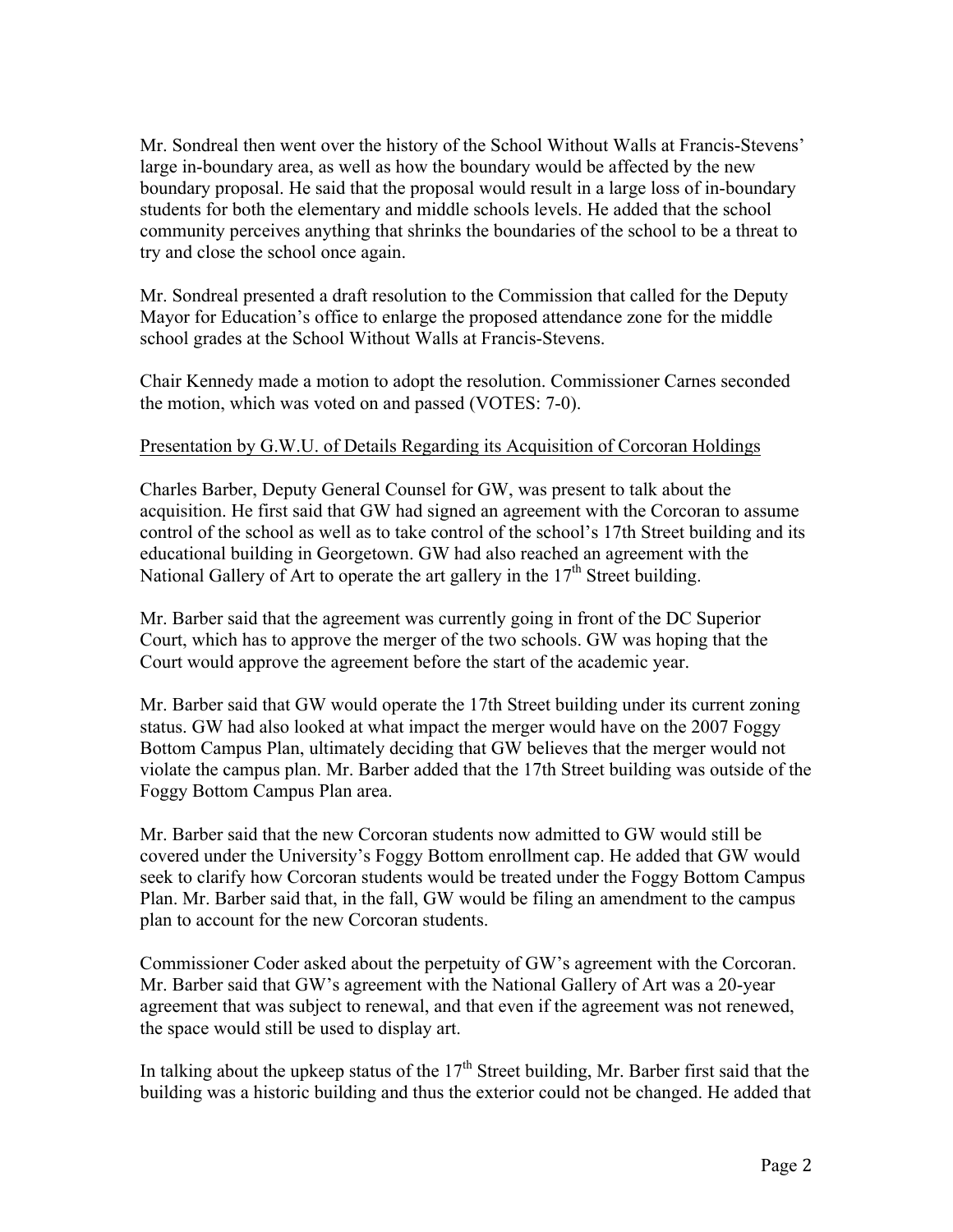Mr. Sondreal then went over the history of the School Without Walls at Francis-Stevens' large in-boundary area, as well as how the boundary would be affected by the new boundary proposal. He said that the proposal would result in a large loss of in-boundary students for both the elementary and middle schools levels. He added that the school community perceives anything that shrinks the boundaries of the school to be a threat to try and close the school once again.

Mr. Sondreal presented a draft resolution to the Commission that called for the Deputy Mayor for Education's office to enlarge the proposed attendance zone for the middle school grades at the School Without Walls at Francis-Stevens.

Chair Kennedy made a motion to adopt the resolution. Commissioner Carnes seconded the motion, which was voted on and passed (VOTES: 7-0).

<u>Presentation by G.W.U. of Details Regarding its Acquisition of Corcoran Holdings</u>

Charles Barber, Deputy General Counsel for GW, was present to talk about the acquisition. He first said that GW had signed an agreement with the Corcoran to assume control of the school as well as to take control of the school's 17th Street building and its educational building in Georgetown. GW had also reached an agreement with the National Gallery of Art to operate the art gallery in the 17th Street building.

Mr. Barber said that the agreement was currently going in front of the DC Superior Court, which has to approve the merger of the two schools. GW was hoping that the Court would approve the agreement before the start of the academic year.

Mr. Barber said that GW would operate the 17th Street building under its current zoning status. GW had also looked at what impact the merger would have on the 2007 Foggy Bottom Campus Plan, ultimately deciding that GW believes that the merger would not violate the campus plan. Mr. Barber added that the 17th Street building was outside of the Foggy Bottom Campus Plan area.

Mr. Barber said that the new Corcoran students now admitted to GW would still be covered under the University's Foggy Bottom enrollment cap. He added that GW would seek to clarify how Corcoran students would be treated under the Foggy Bottom Campus Plan. Mr. Barber said that, in the fall, GW would be filing an amendment to the campus plan to account for the new Corcoran students.

Commissioner Coder asked about the perpetuity of GW's agreement with the Corcoran. Mr. Barber said that GW's agreement with the National Gallery of Art was a 20-year agreement that was subject to renewal, and that even if the agreement was not renewed, the space would still be used to display art.

In talking about the upkeep status of the 17th Street building, Mr. Barber first said that the building was a historic building and thus the exterior could not be changed. He added that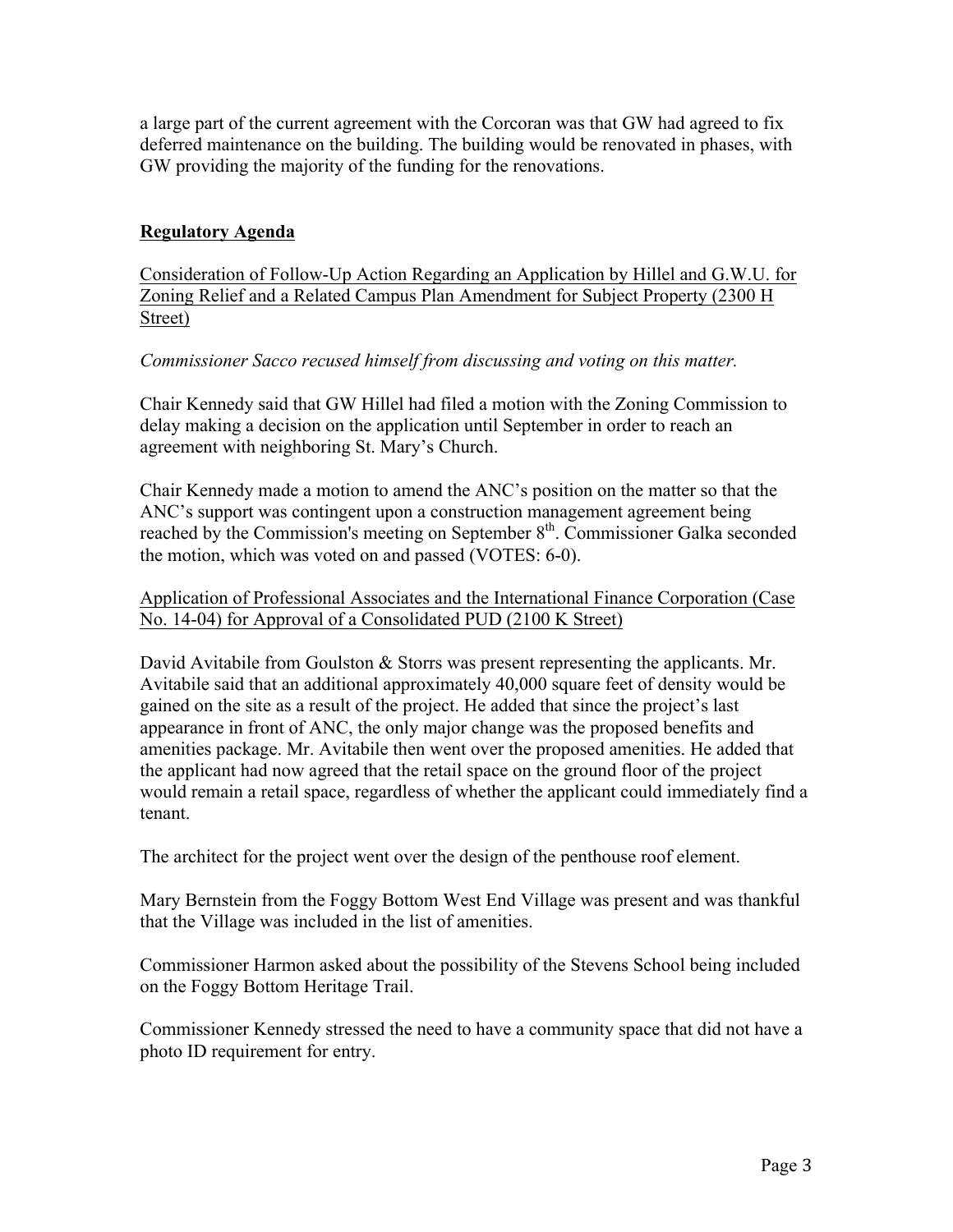a large part of the current agreement with the Corcoran was that GW had agreed to fix deferred maintenance on the building. The building would be renovated in phases, with GW providing the majority of the funding for the renovations.

## Regulatory Agenda

Consideration of Follow-Up Action Regarding an Application by Hillel and G.W.U. for Zoning Relief and a Related Campus Plan Amendment for Subject Property (2300 H Street)

*Commissioner Sacco recused himself from discussing and voting on this matter.*

Chair Kennedy said that GW Hillel had filed a motion with the Zoning Commission to delay making a decision on the application until September in order to reach an agreement with neighboring St. Mary's Church.

Chair Kennedy made a motion to amend the ANC's position on the matter so that the ANC's support was contingent upon a construction management agreement being reached by the Commission's meeting on September 8th. Commissioner Galka seconded the motion, which was voted on and passed (VOTES: 6-0).

Application of Professional Associates and the International Finance Corporation (Case No. 14-04) for Approval of a Consolidated PUD (2100 K Street)

David Avitabile from Goulston & Storrs was present representing the applicants. Mr. Avitabile said that an additional approximately 40,000 square feet of density would be gained on the site as a result of the project. He added that since the project's last appearance in front of ANC, the only major change was the proposed benefits and amenities package. Mr. Avitabile then went over the proposed amenities. He added that the applicant had now agreed that the retail space on the ground floor of the project would remain a retail space, regardless of whether the applicant could immediately find a tenant.

The architect for the project went over the design of the penthouse roof element.

Mary Bernstein from the Foggy Bottom West End Village was present and was thankful that the Village was included in the list of amenities.

Commissioner Harmon asked about the possibility of the Stevens School being included on the Foggy Bottom Heritage Trail.

Commissioner Kennedy stressed the need to have a community space that did not have a photo ID requirement for entry.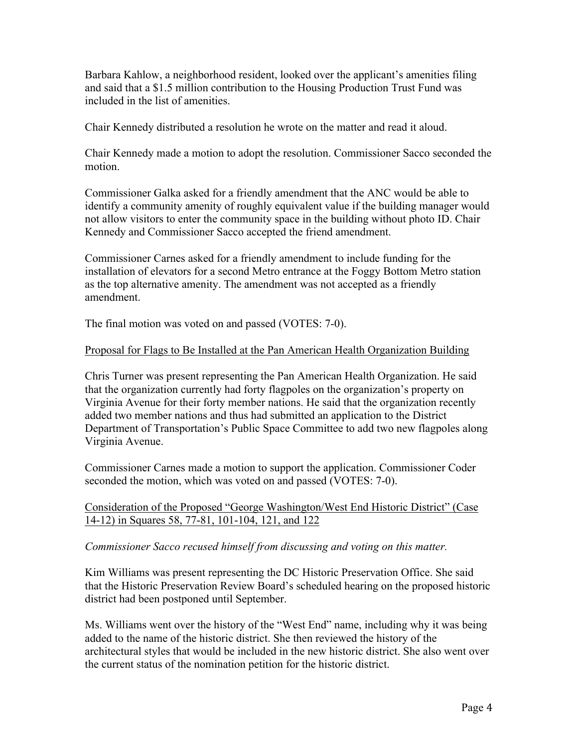Barbara Kahlow, a neighborhood resident, looked over the applicant's amenities filing and said that a $1.5 million contribution to the Housing Production Trust Fund was included in the list of amenities.

Chair Kennedy distributed a resolution he wrote on the matter and read it aloud.

Chair Kennedy made a motion to adopt the resolution. Commissioner Sacco seconded the motion.

Commissioner Galka asked for a friendly amendment that the ANC would be able to identify a community amenity of roughly equivalent value if the building manager would not allow visitors to enter the community space in the building without photo ID. Chair Kennedy and Commissioner Sacco accepted the friend amendment.

Commissioner Carnes asked for a friendly amendment to include funding for the installation of elevators for a second Metro entrance at the Foggy Bottom Metro station as the top alternative amenity. The amendment was not accepted as a friendly amendment.

The final motion was voted on and passed (VOTES: 7-0).

<u>Proposal for Flags to Be Installed at the Pan American Health Organization Building</u>

Chris Turner was present representing the Pan American Health Organization. He said that the organization currently had forty flagpoles on the organization's property on Virginia Avenue for their forty member nations. He said that the organization recently added two member nations and thus had submitted an application to the District Department of Transportation's Public Space Committee to add two new flagpoles along Virginia Avenue.

Commissioner Carnes made a motion to support the application. Commissioner Coder seconded the motion, which was voted on and passed (VOTES: 7-0).

<u>Consideration of the Proposed "George Washington/West End Historic District" (Case 14-12) in Squares 58, 77-81, 101-104, 121, and 122</u>

*Commissioner Sacco recused himself from discussing and voting on this matter.*

Kim Williams was present representing the DC Historic Preservation Office. She said that the Historic Preservation Review Board's scheduled hearing on the proposed historic district had been postponed until September.

Ms. Williams went over the history of the "West End" name, including why it was being added to the name of the historic district. She then reviewed the history of the architectural styles that would be included in the new historic district. She also went over the current status of the nomination petition for the historic district.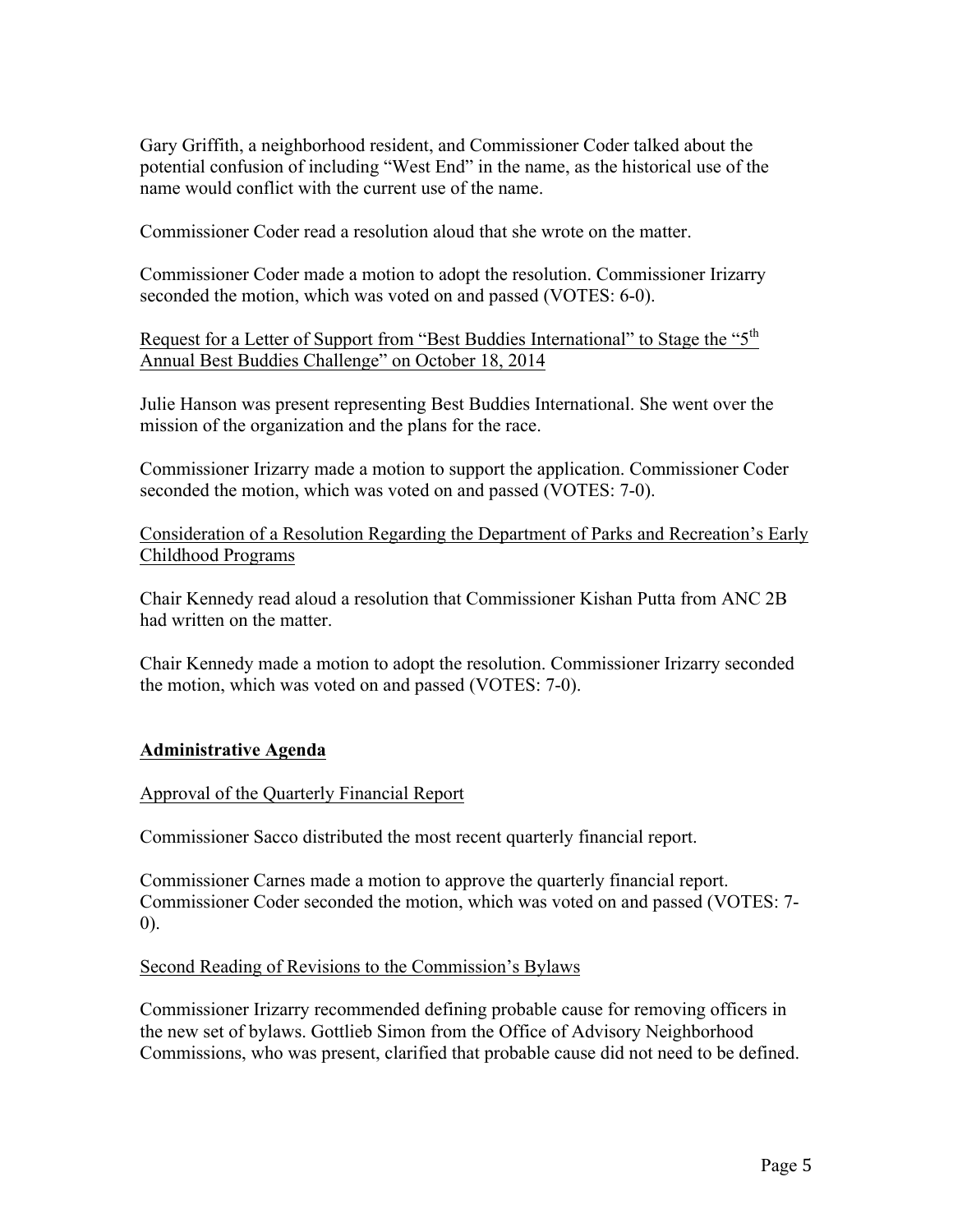Gary Griffith, a neighborhood resident, and Commissioner Coder talked about the potential confusion of including "West End" in the name, as the historical use of the name would conflict with the current use of the name.

Commissioner Coder read a resolution aloud that she wrote on the matter.

Commissioner Coder made a motion to adopt the resolution. Commissioner Irizarry seconded the motion, which was voted on and passed (VOTES: 6-0).

Request for a Letter of Support from "Best Buddies International" to Stage the "5th Annual Best Buddies Challenge" on October 18, 2014

Julie Hanson was present representing Best Buddies International. She went over the mission of the organization and the plans for the race.

Commissioner Irizarry made a motion to support the application. Commissioner Coder seconded the motion, which was voted on and passed (VOTES: 7-0).

Consideration of a Resolution Regarding the Department of Parks and Recreation's Early Childhood Programs

Chair Kennedy read aloud a resolution that Commissioner Kishan Putta from ANC 2B had written on the matter.

Chair Kennedy made a motion to adopt the resolution. Commissioner Irizarry seconded the motion, which was voted on and passed (VOTES: 7-0).

## Administrative Agenda

Approval of the Quarterly Financial Report

Commissioner Sacco distributed the most recent quarterly financial report.

Commissioner Carnes made a motion to approve the quarterly financial report. Commissioner Coder seconded the motion, which was voted on and passed (VOTES: 7-0).

Second Reading of Revisions to the Commission's Bylaws

Commissioner Irizarry recommended defining probable cause for removing officers in the new set of bylaws. Gottlieb Simon from the Office of Advisory Neighborhood Commissions, who was present, clarified that probable cause did not need to be defined.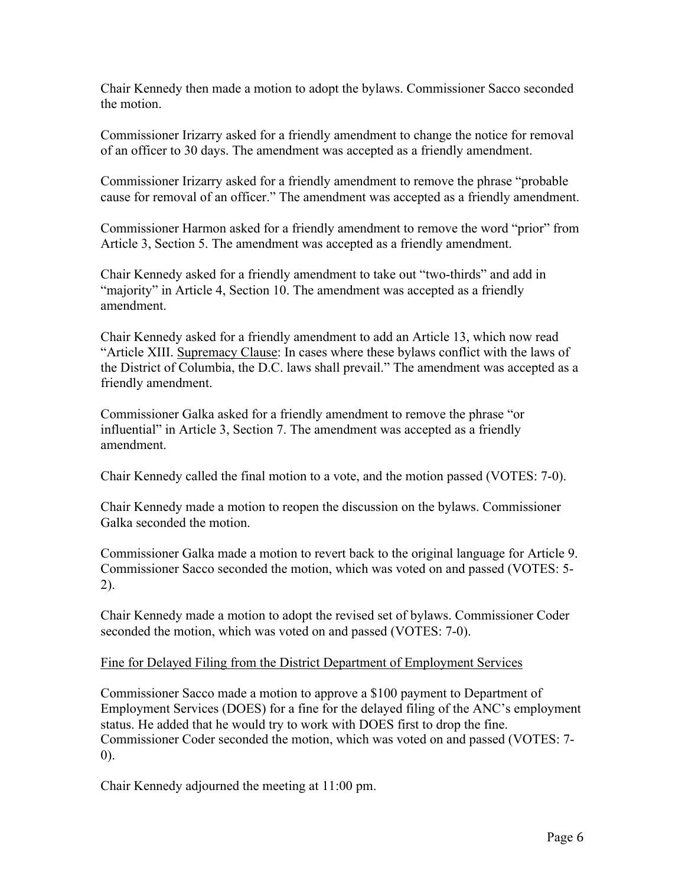Chair Kennedy then made a motion to adopt the bylaws. Commissioner Sacco seconded the motion.

Commissioner Irizarry asked for a friendly amendment to change the notice for removal of an officer to 30 days. The amendment was accepted as a friendly amendment.

Commissioner Irizarry asked for a friendly amendment to remove the phrase "probable cause for removal of an officer." The amendment was accepted as a friendly amendment.

Commissioner Harmon asked for a friendly amendment to remove the word "prior" from Article 3, Section 5. The amendment was accepted as a friendly amendment.

Chair Kennedy asked for a friendly amendment to take out "two-thirds" and add in "majority" in Article 4, Section 10. The amendment was accepted as a friendly amendment.

Chair Kennedy asked for a friendly amendment to add an Article 13, which now read "Article XIII. <u>Supremacy Clause</u>: In cases where these bylaws conflict with the laws of the District of Columbia, the D.C. laws shall prevail." The amendment was accepted as a friendly amendment.

Commissioner Galka asked for a friendly amendment to remove the phrase "or influential" in Article 3, Section 7. The amendment was accepted as a friendly amendment.

Chair Kennedy called the final motion to a vote, and the motion passed (VOTES: 7-0).

Chair Kennedy made a motion to reopen the discussion on the bylaws. Commissioner Galka seconded the motion.

Commissioner Galka made a motion to revert back to the original language for Article 9. Commissioner Sacco seconded the motion, which was voted on and passed (VOTES: 5-2).

Chair Kennedy made a motion to adopt the revised set of bylaws. Commissioner Coder seconded the motion, which was voted on and passed (VOTES: 7-0).

<u>Fine for Delayed Filing from the District Department of Employment Services</u>

Commissioner Sacco made a motion to approve a $100 payment to Department of Employment Services (DOES) for a fine for the delayed filing of the ANC's employment status. He added that he would try to work with DOES first to drop the fine. Commissioner Coder seconded the motion, which was voted on and passed (VOTES: 7-0).

Chair Kennedy adjourned the meeting at 11:00 pm.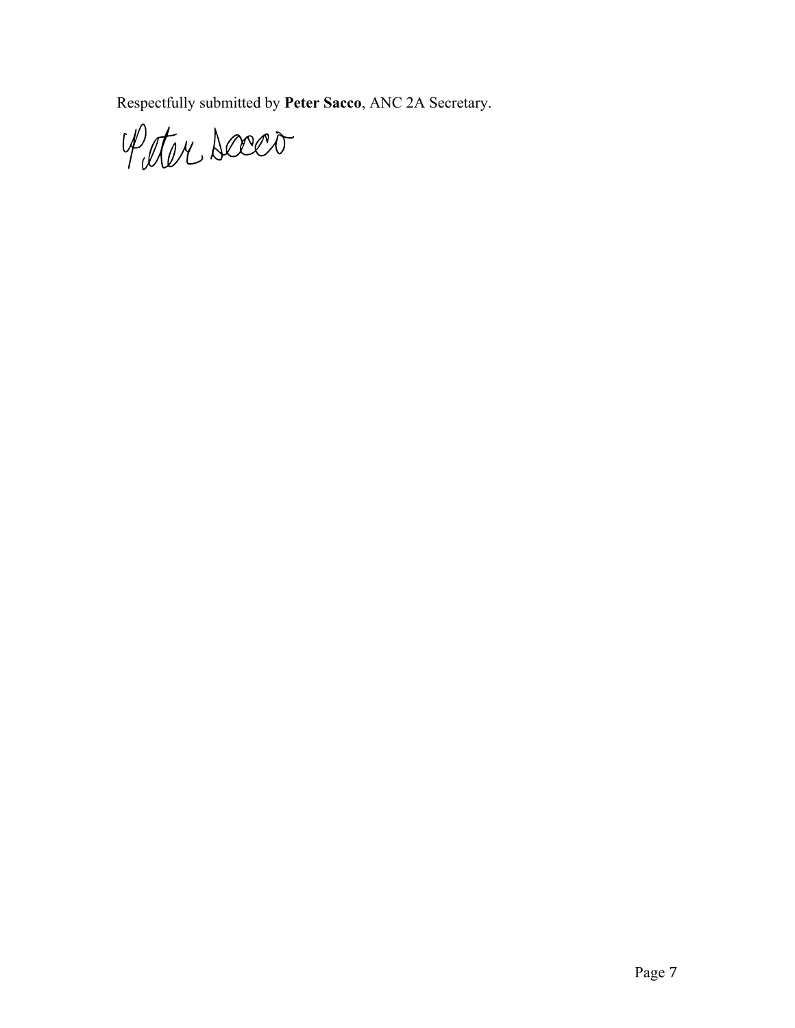Respectfully submitted by **Peter Sacco**, ANC 2A Secretary.

Peter Sacco